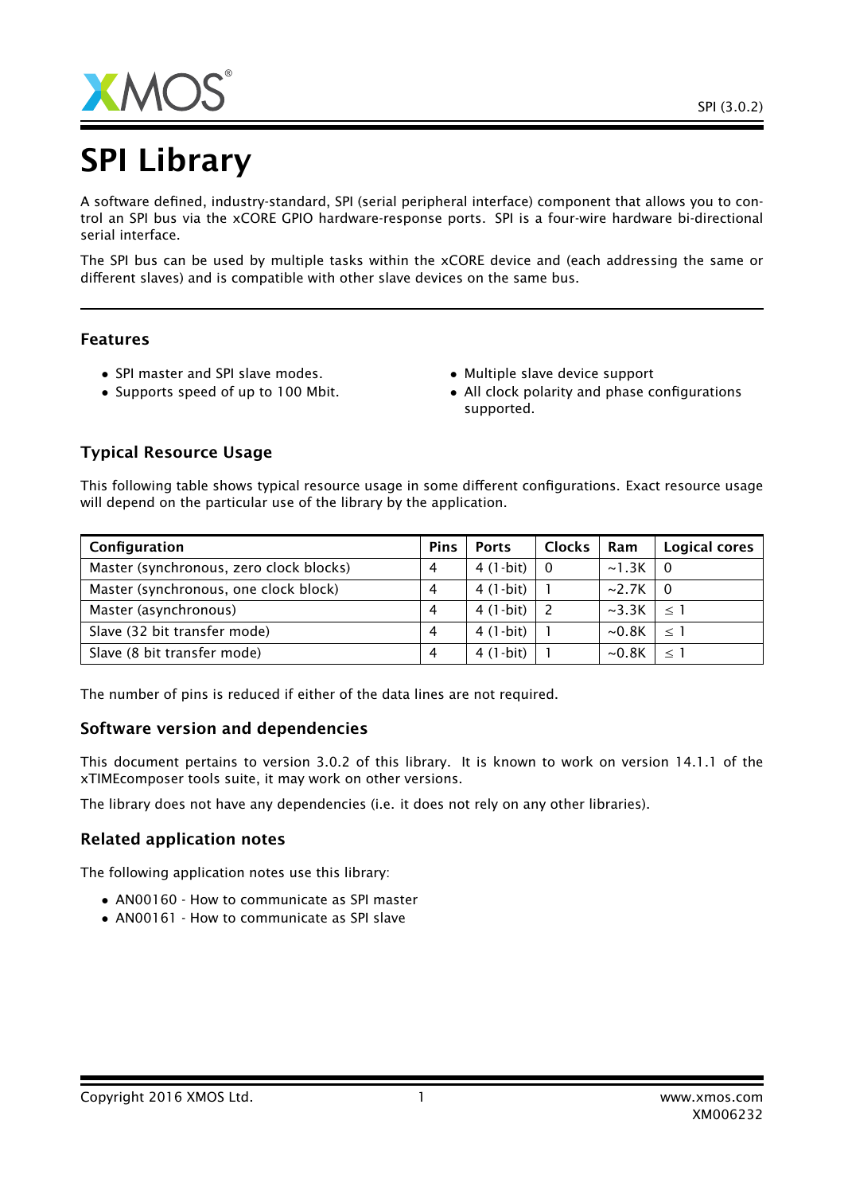# SPI Library

A software defined, industry-standard, SPI (serial peripheral interface) component that allows you to control an SPI bus via the xCORE GPIO hardware-response ports. SPI is a four-wire hardware bi-directional serial interface.

The SPI bus can be used by multiple tasks within the xCORE device and (each addressing the same or different slaves) and is compatible with other slave devices on the same bus.

### Features

- SPI master and SPI slave modes.
- Supports speed of up to 100 Mbit.
- Multiple slave device support
- All clock polarity and phase configurations supported.

### Typical Resource Usage

This following table shows typical resource usage in some different configurations. Exact resource usage will depend on the particular use of the library by the application.

| Configuration | Pins | Ports | Clocks | Ram | Logical cores |
|---|---|---|---|---|---|
| Master (synchronous, zero clock blocks) | 4 | 4 (1-bit) | 0 | ~1.3K | 0 |
| Master (synchronous, one clock block) | 4 | 4 (1-bit) | 1 | ~2.7K | 0 |
| Master (asynchronous) | 4 | 4 (1-bit) | 2 | ~3.3K | $\leq 1$ |
| Slave (32 bit transfer mode) | 4 | 4 (1-bit) | 1 | ~0.8K | $\leq 1$ |
| Slave (8 bit transfer mode) | 4 | 4 (1-bit) | 1 | ~0.8K | $\leq 1$ |

The number of pins is reduced if either of the data lines are not required.

### Software version and dependencies

This document pertains to version 3.0.2 of this library. It is known to work on version 14.1.1 of the xTIMEcomposer tools suite, it may work on other versions.

The library does not have any dependencies (i.e. it does not rely on any other libraries).

### Related application notes

The following application notes use this library:

- AN00160 - How to communicate as SPI master
- AN00161 - How to communicate as SPI slave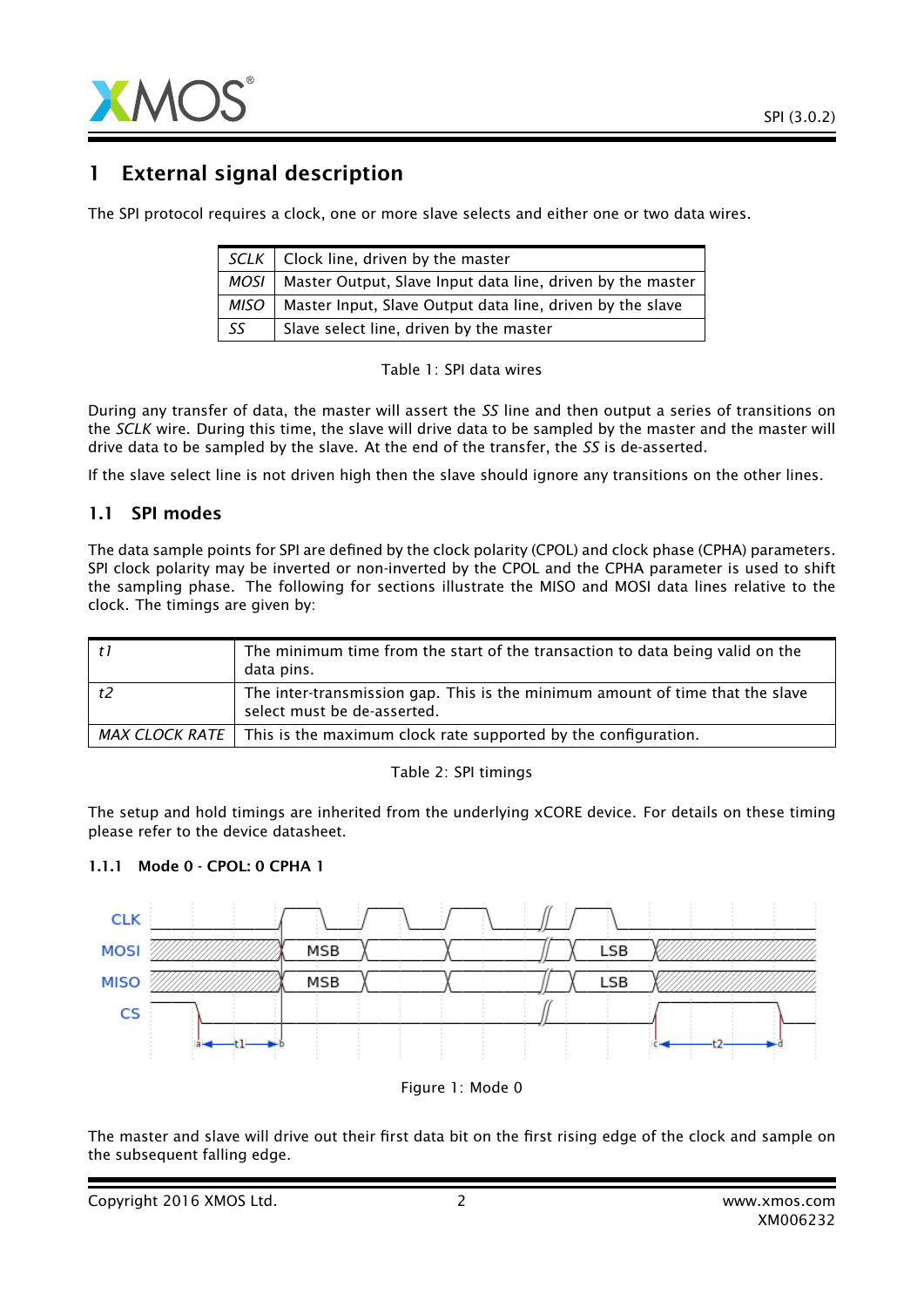# 1 External signal description

The SPI protocol requires a clock, one or more slave selects and either one or two data wires.

| | |
|---|---|
| *SCLK* | Clock line, driven by the master |
| *MOSI* | Master Output, Slave Input data line, driven by the master |
| *MISO* | Master Input, Slave Output data line, driven by the slave |
| *SS* | Slave select line, driven by the master |

Table 1: SPI data wires

During any transfer of data, the master will assert the *SS* line and then output a series of transitions on the *SCLK* wire. During this time, the slave will drive data to be sampled by the master and the master will drive data to be sampled by the slave. At the end of the transfer, the *SS* is de-asserted.

If the slave select line is not driven high then the slave should ignore any transitions on the other lines.

## 1.1 SPI modes

The data sample points for SPI are defined by the clock polarity (CPOL) and clock phase (CPHA) parameters. SPI clock polarity may be inverted or non-inverted by the CPOL and the CPHA parameter is used to shift the sampling phase. The following for sections illustrate the MISO and MOSI data lines relative to the clock. The timings are given by:

| | |
|---|---|
| *t1* | The minimum time from the start of the transaction to data being valid on the data pins. |
| *t2* | The inter-transmission gap. This is the minimum amount of time that the slave select must be de-asserted. |
| *MAX CLOCK RATE* | This is the maximum clock rate supported by the configuration. |

Table 2: SPI timings

The setup and hold timings are inherited from the underlying xCORE device. For details on these timing please refer to the device datasheet.

### 1.1.1 Mode 0 - CPOL: 0 CPHA 1

Figure 1: Mode 0

The master and slave will drive out their first data bit on the first rising edge of the clock and sample on the subsequent falling edge.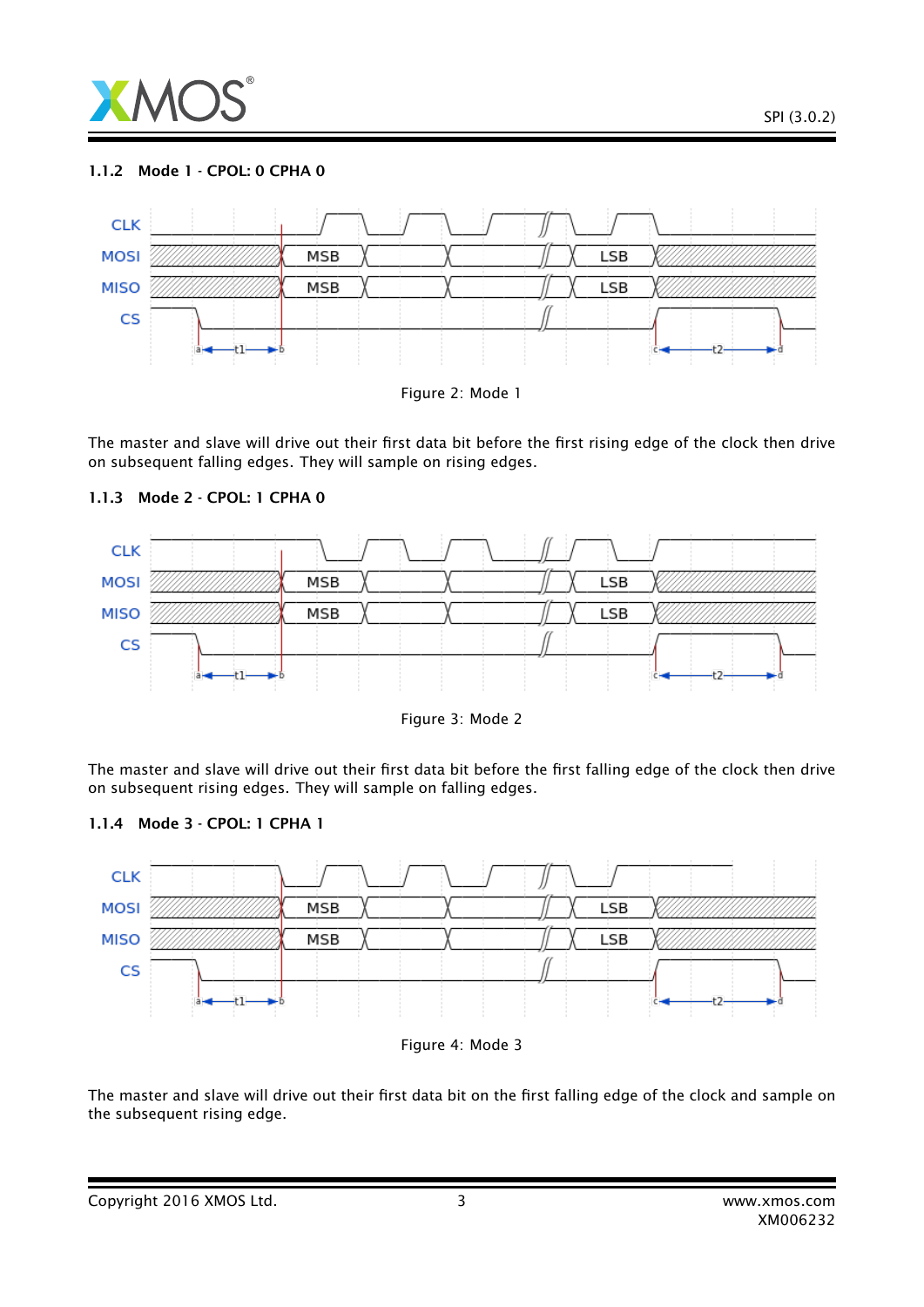### 1.1.2 Mode 1 - CPOL: 0 CPHA 0

Figure 2: Mode 1

The master and slave will drive out their first data bit before the first rising edge of the clock then drive on subsequent falling edges. They will sample on rising edges.

### 1.1.3 Mode 2 - CPOL: 1 CPHA 0

Figure 3: Mode 2

The master and slave will drive out their first data bit before the first falling edge of the clock then drive on subsequent rising edges. They will sample on falling edges.

### 1.1.4 Mode 3 - CPOL: 1 CPHA 1

Figure 4: Mode 3

The master and slave will drive out their first data bit on the first falling edge of the clock and sample on the subsequent rising edge.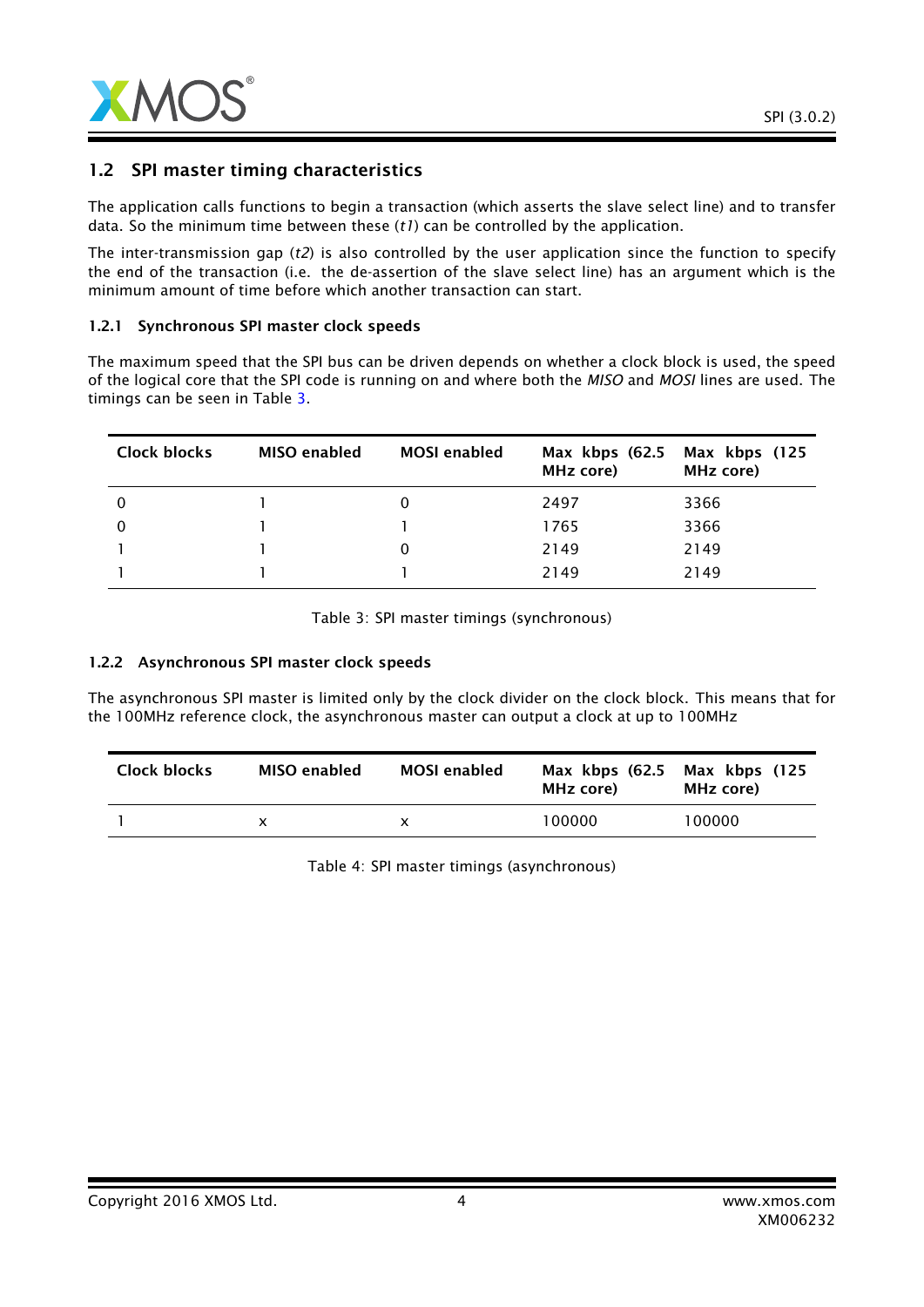## 1.2 SPI master timing characteristics

The application calls functions to begin a transaction (which asserts the slave select line) and to transfer data. So the minimum time between these (*t1*) can be controlled by the application.

The inter-transmission gap (*t2*) is also controlled by the user application since the function to specify the end of the transaction (i.e. the de-assertion of the slave select line) has an argument which is the minimum amount of time before which another transaction can start.

### 1.2.1 Synchronous SPI master clock speeds

The maximum speed that the SPI bus can be driven depends on whether a clock block is used, the speed of the logical core that the SPI code is running on and where both the *MISO* and *MOSI* lines are used. The timings can be seen in Table 3.

| Clock blocks | MISO enabled | MOSI enabled | Max kbps (62.5 MHz core) | Max kbps (125 MHz core) |
|---|---|---|---|---|
| 0 | 1 | 0 | 2497 | 3366 |
| 0 | 1 | 1 | 1765 | 3366 |
| 1 | 1 | 0 | 2149 | 2149 |
| 1 | 1 | 1 | 2149 | 2149 |

Table 3: SPI master timings (synchronous)

### 1.2.2 Asynchronous SPI master clock speeds

The asynchronous SPI master is limited only by the clock divider on the clock block. This means that for the 100MHz reference clock, the asynchronous master can output a clock at up to 100MHz

| Clock blocks | MISO enabled | MOSI enabled | Max kbps (62.5 MHz core) | Max kbps (125 MHz core) |
|---|---|---|---|---|
| 1 | x | x | 100000 | 100000 |

Table 4: SPI master timings (asynchronous)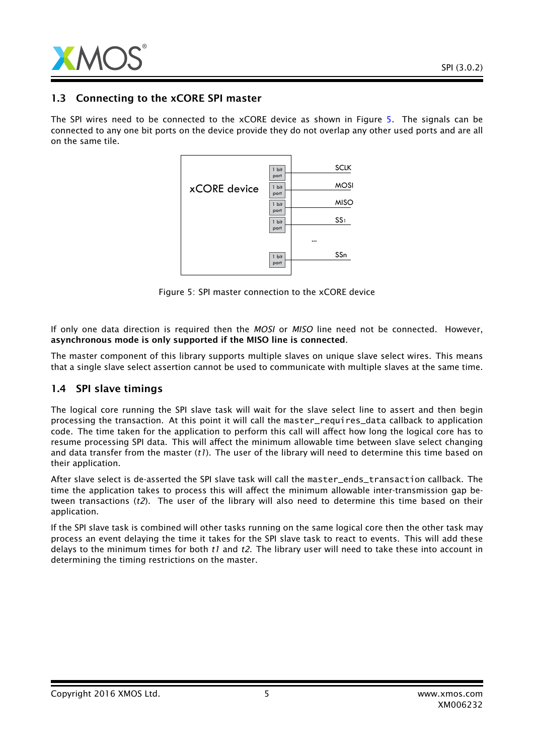## 1.3 Connecting to the xCORE SPI master

The SPI wires need to be connected to the xCORE device as shown in Figure 5. The signals can be connected to any one bit ports on the device provide they do not overlap any other used ports and are all on the same tile.

Figure 5: SPI master connection to the xCORE device

If only one data direction is required then the *MOSI* or *MISO* line need not be connected. However, **asynchronous mode is only supported if the MISO line is connected**.

The master component of this library supports multiple slaves on unique slave select wires. This means that a single slave select assertion cannot be used to communicate with multiple slaves at the same time.

## 1.4 SPI slave timings

The logical core running the SPI slave task will wait for the slave select line to assert and then begin processing the transaction. At this point it will call the `master_requires_data` callback to application code. The time taken for the application to perform this call will affect how long the logical core has to resume processing SPI data. This will affect the minimum allowable time between slave select changing and data transfer from the master (*t1*). The user of the library will need to determine this time based on their application.

After slave select is de-asserted the SPI slave task will call the `master_ends_transaction` callback. The time the application takes to process this will affect the minimum allowable inter-transmission gap between transactions (*t2*). The user of the library will also need to determine this time based on their application.

If the SPI slave task is combined will other tasks running on the same logical core then the other task may process an event delaying the time it takes for the SPI slave task to react to events. This will add these delays to the minimum times for both *t1* and *t2*. The library user will need to take these into account in determining the timing restrictions on the master.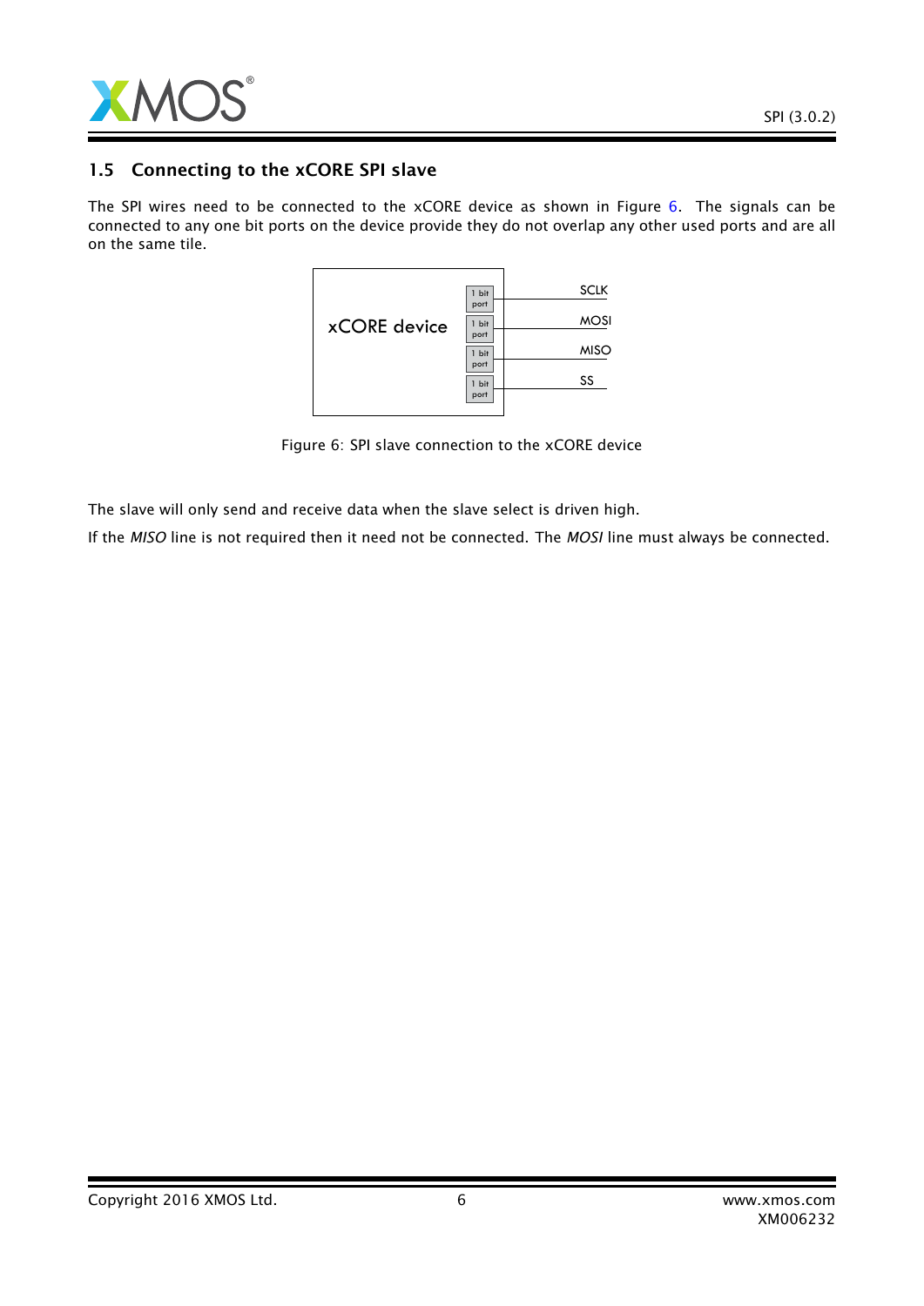## 1.5 Connecting to the xCORE SPI slave

The SPI wires need to be connected to the xCORE device as shown in Figure 6. The signals can be connected to any one bit ports on the device provide they do not overlap any other used ports and are all on the same tile.

Figure 6: SPI slave connection to the xCORE device

The slave will only send and receive data when the slave select is driven high.

If the *MISO* line is not required then it need not be connected. The *MOSI* line must always be connected.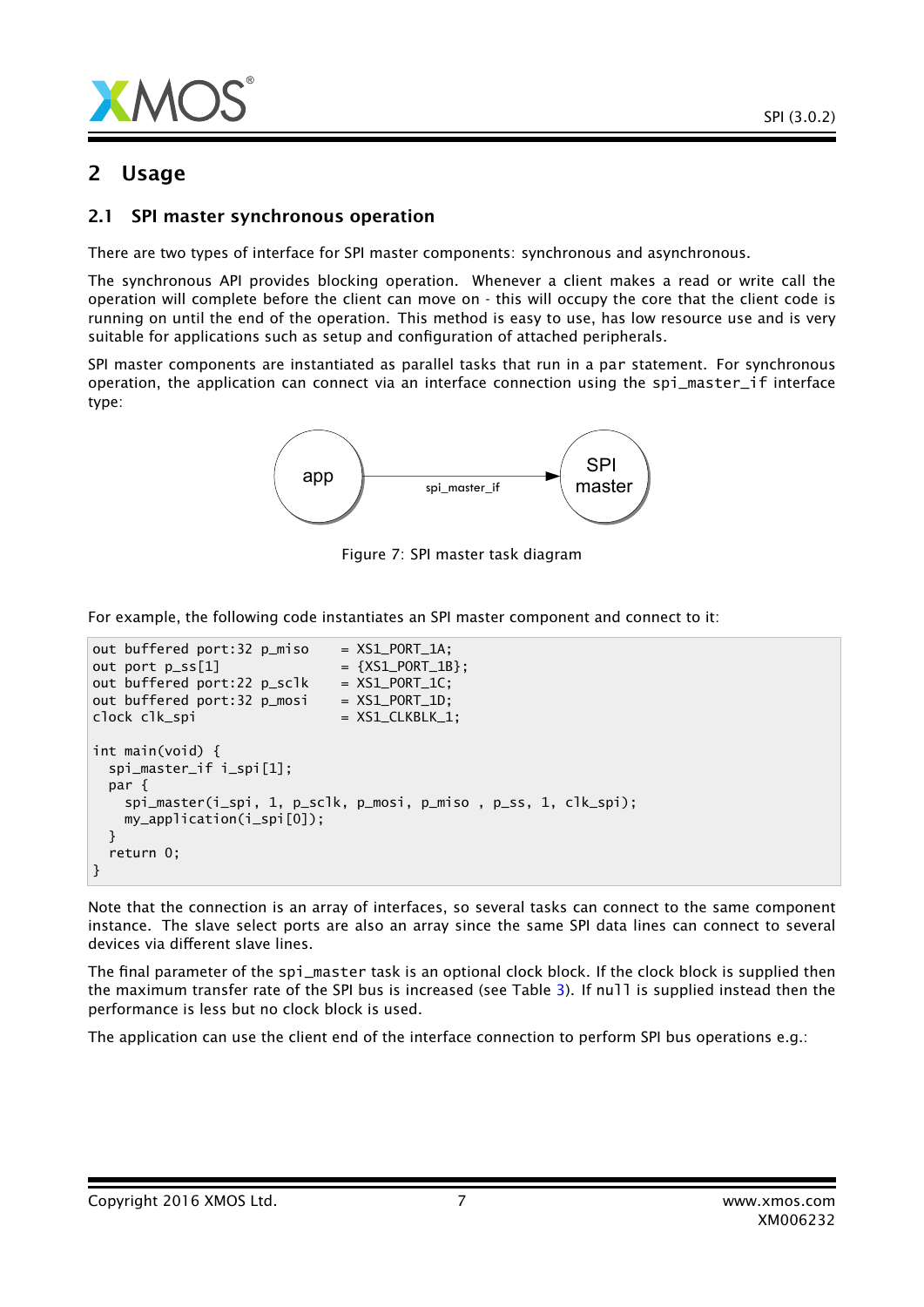# 2 Usage

## 2.1 SPI master synchronous operation

There are two types of interface for SPI master components: synchronous and asynchronous.

The synchronous API provides blocking operation. Whenever a client makes a read or write call the operation will complete before the client can move on - this will occupy the core that the client code is running on until the end of the operation. This method is easy to use, has low resource use and is very suitable for applications such as setup and configuration of attached peripherals.

SPI master components are instantiated as parallel tasks that run in a `par` statement. For synchronous operation, the application can connect via an interface connection using the `spi_master_if` interface type:

Figure 7: SPI master task diagram

For example, the following code instantiates an SPI master component and connect to it:

```
out buffered port:32 p_miso     = XS1_PORT_1A;
out port p_ss[1]                = {XS1_PORT_1B};
out buffered port:22 p_sclk     = XS1_PORT_1C;
out buffered port:32 p_mosi     = XS1_PORT_1D;
clock clk_spi                   = XS1_CLKBLK_1;

int main(void) {
  spi_master_if i_spi[1];
  par {
    spi_master(i_spi, 1, p_sclk, p_mosi, p_miso , p_ss, 1, clk_spi);
    my_application(i_spi[0]);
  }
  return 0;
}
```

Note that the connection is an array of interfaces, so several tasks can connect to the same component instance. The slave select ports are also an array since the same SPI data lines can connect to several devices via different slave lines.

The final parameter of the `spi_master` task is an optional clock block. If the clock block is supplied then the maximum transfer rate of the SPI bus is increased (see Table 3). If `null` is supplied instead then the performance is less but no clock block is used.

The application can use the client end of the interface connection to perform SPI bus operations e.g.: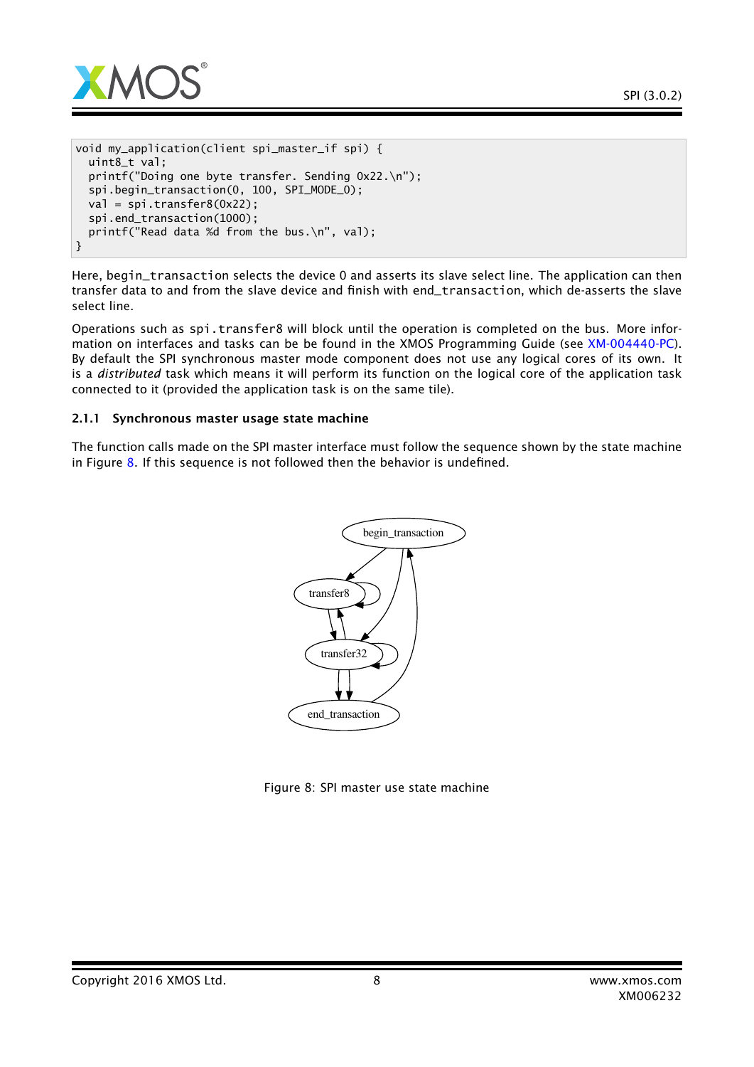```
void my_application(client spi_master_if spi) {
  uint8_t val;
  printf("Doing one byte transfer. Sending 0x22.\n");
  spi.begin_transaction(0, 100, SPI_MODE_0);
  val = spi.transfer8(0x22);
  spi.end_transaction(1000);
  printf("Read data %d from the bus.\n", val);
}
```

Here, begin_transaction selects the device 0 and asserts its slave select line. The application can then transfer data to and from the slave device and finish with end_transaction, which de-asserts the slave select line.

Operations such as spi.transfer8 will block until the operation is completed on the bus. More information on interfaces and tasks can be be found in the XMOS Programming Guide (see XM-004440-PC). By default the SPI synchronous master mode component does not use any logical cores of its own. It is a *distributed* task which means it will perform its function on the logical core of the application task connected to it (provided the application task is on the same tile).

### 2.1.1 Synchronous master usage state machine

The function calls made on the SPI master interface must follow the sequence shown by the state machine in Figure 8. If this sequence is not followed then the behavior is undefined.

Figure 8: SPI master use state machine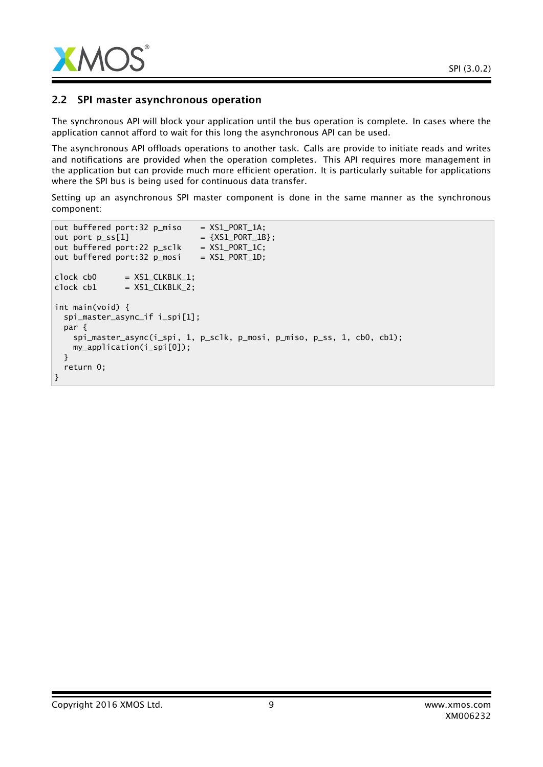## 2.2 SPI master asynchronous operation

The synchronous API will block your application until the bus operation is complete. In cases where the application cannot afford to wait for this long the asynchronous API can be used.

The asynchronous API offloads operations to another task. Calls are provide to initiate reads and writes and notifications are provided when the operation completes. This API requires more management in the application but can provide much more efficient operation. It is particularly suitable for applications where the SPI bus is being used for continuous data transfer.

Setting up an asynchronous SPI master component is done in the same manner as the synchronous component:

```
out buffered port:32 p_miso     = XS1_PORT_1A;
out port p_ss[1]                = {XS1_PORT_1B};
out buffered port:22 p_sclk     = XS1_PORT_1C;
out buffered port:32 p_mosi     = XS1_PORT_1D;

clock cb0       = XS1_CLKBLK_1;
clock cb1       = XS1_CLKBLK_2;

int main(void) {
  spi_master_async_if i_spi[1];
  par {
    spi_master_async(i_spi, 1, p_sclk, p_mosi, p_miso, p_ss, 1, cb0, cb1);
    my_application(i_spi[0]);
  }
  return 0;
}
```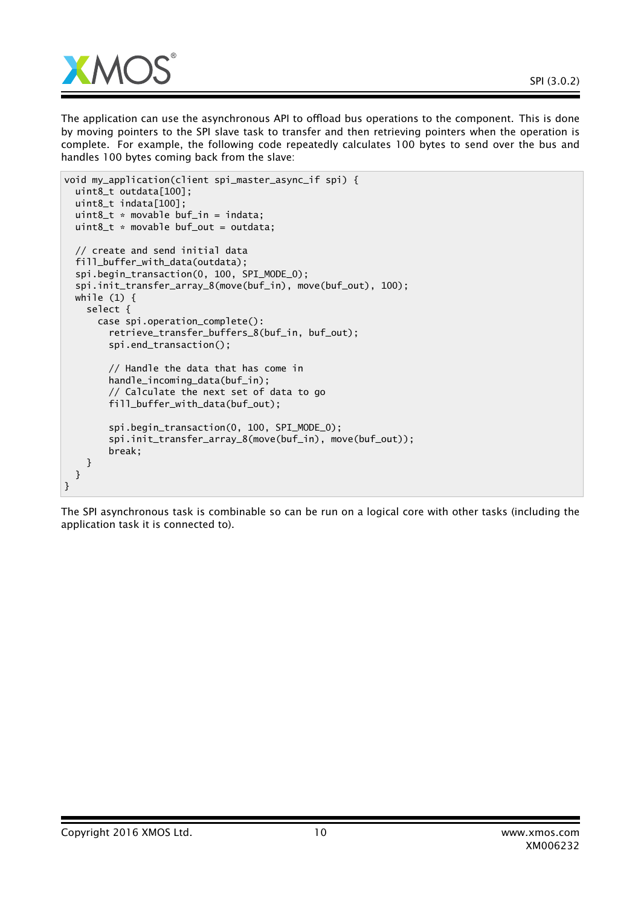The application can use the asynchronous API to offload bus operations to the component. This is done by moving pointers to the SPI slave task to transfer and then retrieving pointers when the operation is complete. For example, the following code repeatedly calculates 100 bytes to send over the bus and handles 100 bytes coming back from the slave:

```
void my_application(client spi_master_async_if spi) {
  uint8_t outdata[100];
  uint8_t indata[100];
  uint8_t * movable buf_in = indata;
  uint8_t * movable buf_out = outdata;

  // create and send initial data
  fill_buffer_with_data(outdata);
  spi.begin_transaction(0, 100, SPI_MODE_0);
  spi.init_transfer_array_8(move(buf_in), move(buf_out), 100);
  while (1) {
    select {
      case spi.operation_complete():
        retrieve_transfer_buffers_8(buf_in, buf_out);
        spi.end_transaction();

        // Handle the data that has come in
        handle_incoming_data(buf_in);
        // Calculate the next set of data to go
        fill_buffer_with_data(buf_out);

        spi.begin_transaction(0, 100, SPI_MODE_0);
        spi.init_transfer_array_8(move(buf_in), move(buf_out));
        break;
    }
  }
}
```

The SPI asynchronous task is combinable so can be run on a logical core with other tasks (including the application task it is connected to).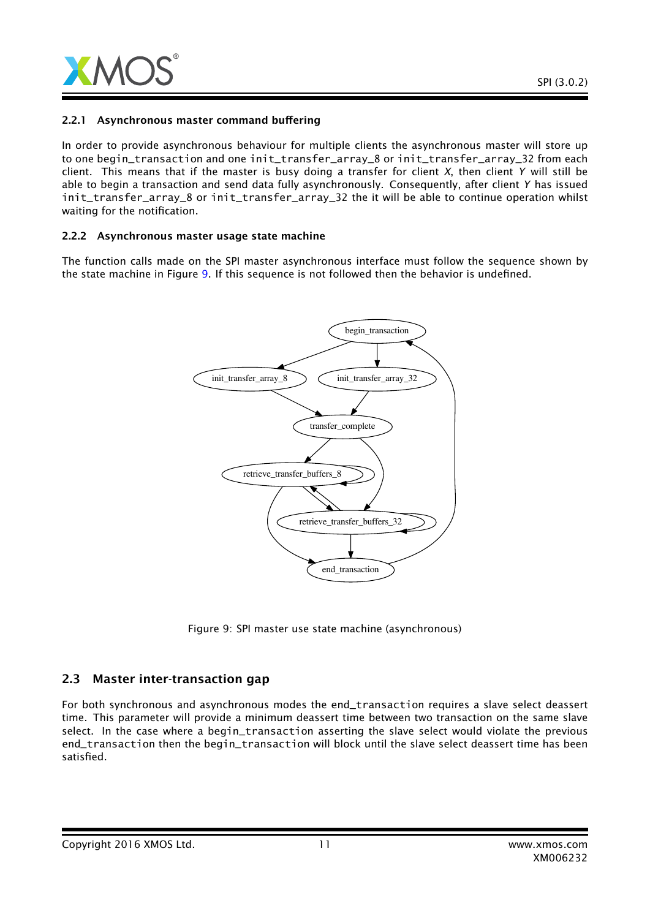### 2.2.1 Asynchronous master command buffering

In order to provide asynchronous behaviour for multiple clients the asynchronous master will store up to one begin_transaction and one init_transfer_array_8 or init_transfer_array_32 from each client. This means that if the master is busy doing a transfer for client *X*, then client *Y* will still be able to begin a transaction and send data fully asynchronously. Consequently, after client *Y* has issued init_transfer_array_8 or init_transfer_array_32 the it will be able to continue operation whilst waiting for the notification.

### 2.2.2 Asynchronous master usage state machine

The function calls made on the SPI master asynchronous interface must follow the sequence shown by the state machine in Figure 9. If this sequence is not followed then the behavior is undefined.

Figure 9: SPI master use state machine (asynchronous)

## 2.3 Master inter-transaction gap

For both synchronous and asynchronous modes the end_transaction requires a slave select deassert time. This parameter will provide a minimum deassert time between two transaction on the same slave select. In the case where a begin_transaction asserting the slave select would violate the previous end_transaction then the begin_transaction will block until the slave select deassert time has been satisfied.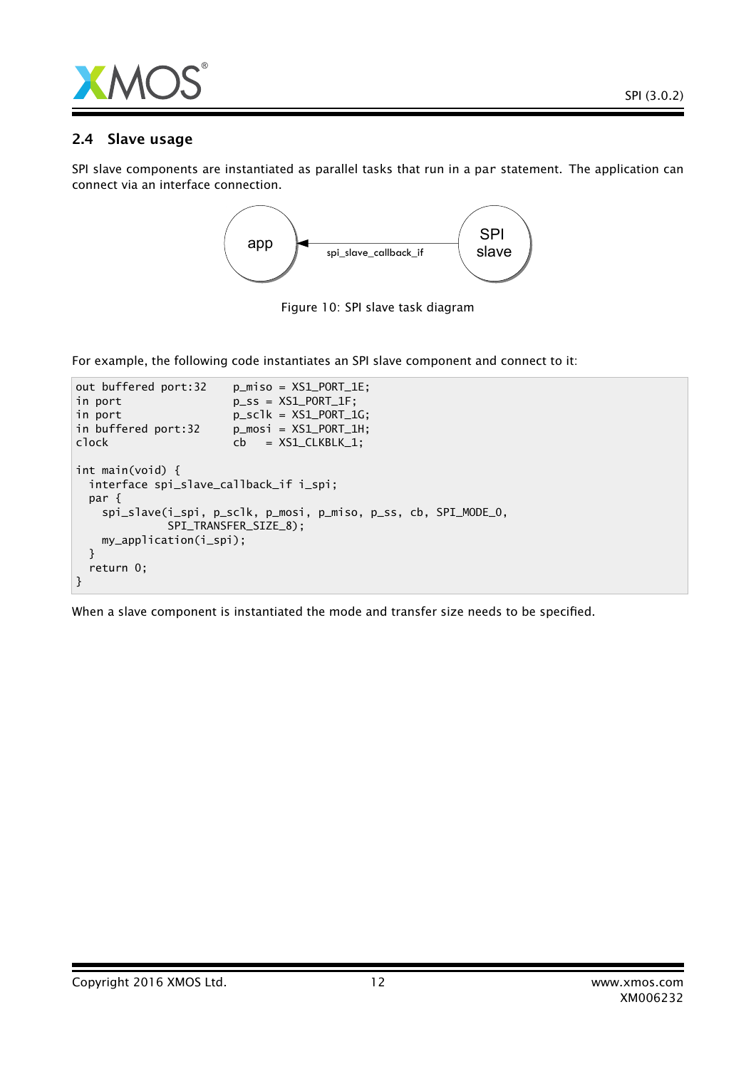## 2.4 Slave usage

SPI slave components are instantiated as parallel tasks that run in a par statement. The application can connect via an interface connection.

Figure 10: SPI slave task diagram

For example, the following code instantiates an SPI slave component and connect to it:

```
out buffered port:32    p_miso = XS1_PORT_1E;
in port                 p_ss = XS1_PORT_1F;
in port                 p_sclk = XS1_PORT_1G;
in buffered port:32     p_mosi = XS1_PORT_1H;
clock                   cb    = XS1_CLKBLK_1;

int main(void) {
  interface spi_slave_callback_if i_spi;
  par {
    spi_slave(i_spi, p_sclk, p_mosi, p_miso, p_ss, cb, SPI_MODE_0,
              SPI_TRANSFER_SIZE_8);
    my_application(i_spi);
  }
  return 0;
}
```

When a slave component is instantiated the mode and transfer size needs to be specified.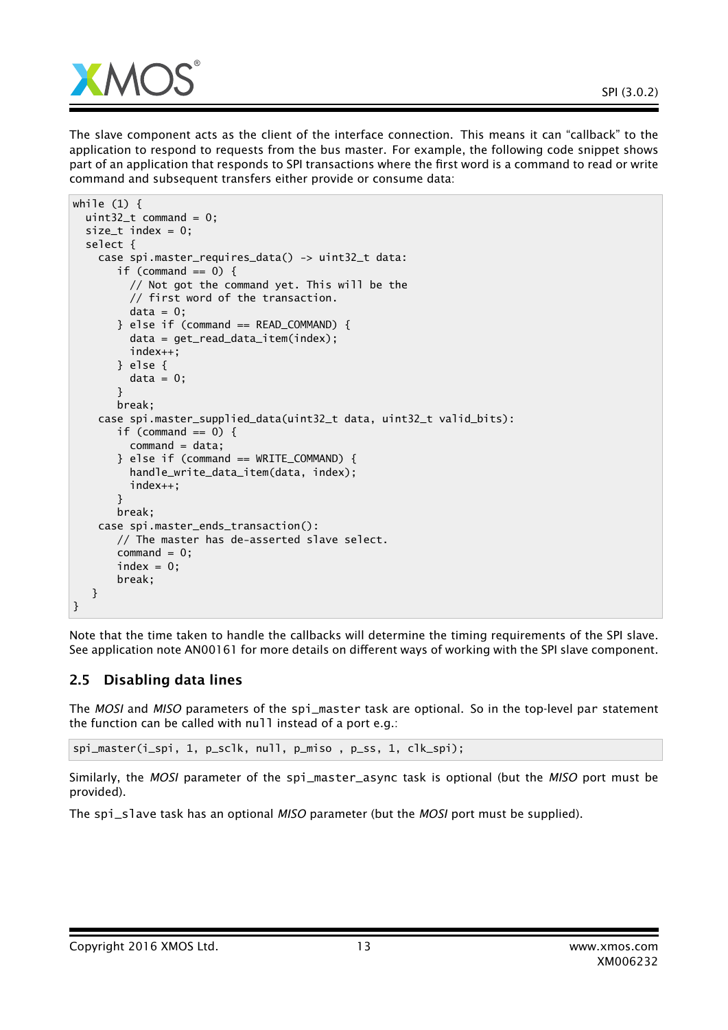The slave component acts as the client of the interface connection. This means it can "callback" to the application to respond to requests from the bus master. For example, the following code snippet shows part of an application that responds to SPI transactions where the first word is a command to read or write command and subsequent transfers either provide or consume data:

```
while (1) {
  uint32_t command = 0;
  size_t index = 0;
  select {
    case spi.master_requires_data() -> uint32_t data:
      if (command == 0) {
        // Not got the command yet. This will be the
        // first word of the transaction.
        data = 0;
      } else if (command == READ_COMMAND) {
        data = get_read_data_item(index);
        index++;
      } else {
        data = 0;
      }
      break;
    case spi.master_supplied_data(uint32_t data, uint32_t valid_bits):
      if (command == 0) {
        command = data;
      } else if (command == WRITE_COMMAND) {
        handle_write_data_item(data, index);
        index++;
      }
      break;
    case spi.master_ends_transaction():
      // The master has de-asserted slave select.
      command = 0;
      index = 0;
      break;
   }
}
```

Note that the time taken to handle the callbacks will determine the timing requirements of the SPI slave. See application note AN00161 for more details on different ways of working with the SPI slave component.

## 2.5 Disabling data lines

The *MOSI* and *MISO* parameters of the `spi_master` task are optional. So in the top-level `par` statement the function can be called with `null` instead of a port e.g.:

```
spi_master(i_spi, 1, p_sclk, null, p_miso , p_ss, 1, clk_spi);
```

Similarly, the *MOSI* parameter of the `spi_master_async` task is optional (but the *MISO* port must be provided).

The `spi_slave` task has an optional *MISO* parameter (but the *MOSI* port must be supplied).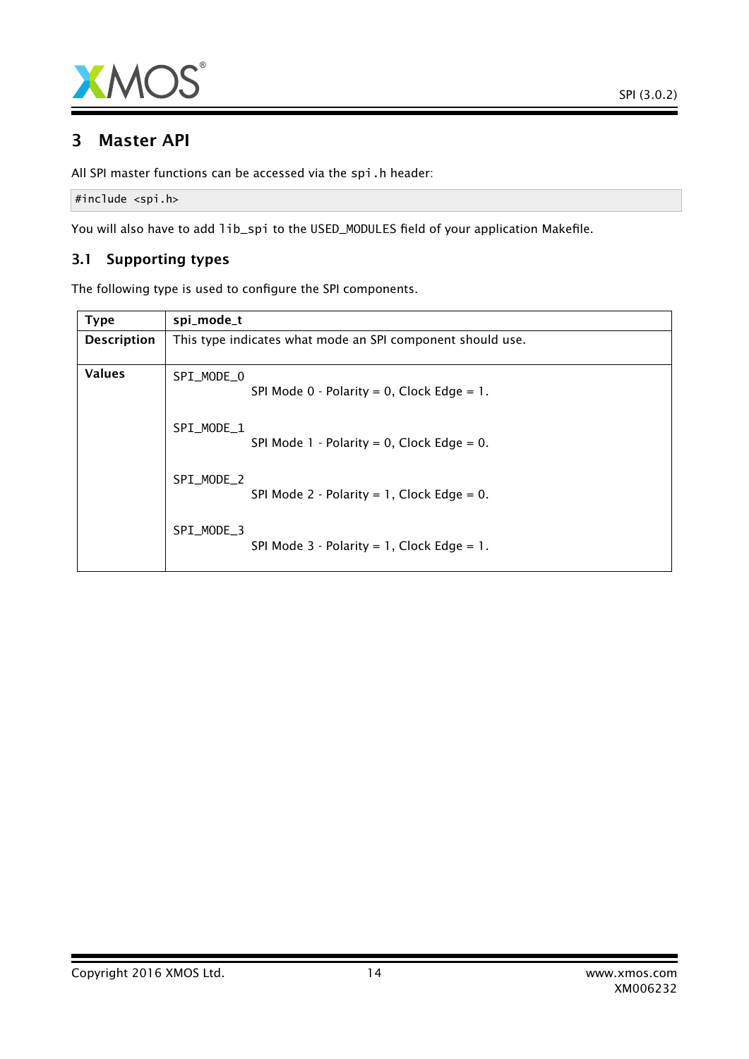# 3 Master API

All SPI master functions can be accessed via the `spi.h` header:

```
#include <spi.h>
```

You will also have to add `lib_spi` to the USED_MODULES field of your application Makefile.

## 3.1 Supporting types

The following type is used to configure the SPI components.

| **Type** | **spi_mode_t** |
|---|---|
| **Description** | This type indicates what mode an SPI component should use. |
| **Values** | SPI_MODE_0<br>SPI Mode 0 - Polarity = 0, Clock Edge = 1.<br><br>SPI_MODE_1<br>SPI Mode 1 - Polarity = 0, Clock Edge = 0.<br><br>SPI_MODE_2<br>SPI Mode 2 - Polarity = 1, Clock Edge = 0.<br><br>SPI_MODE_3<br>SPI Mode 3 - Polarity = 1, Clock Edge = 1. |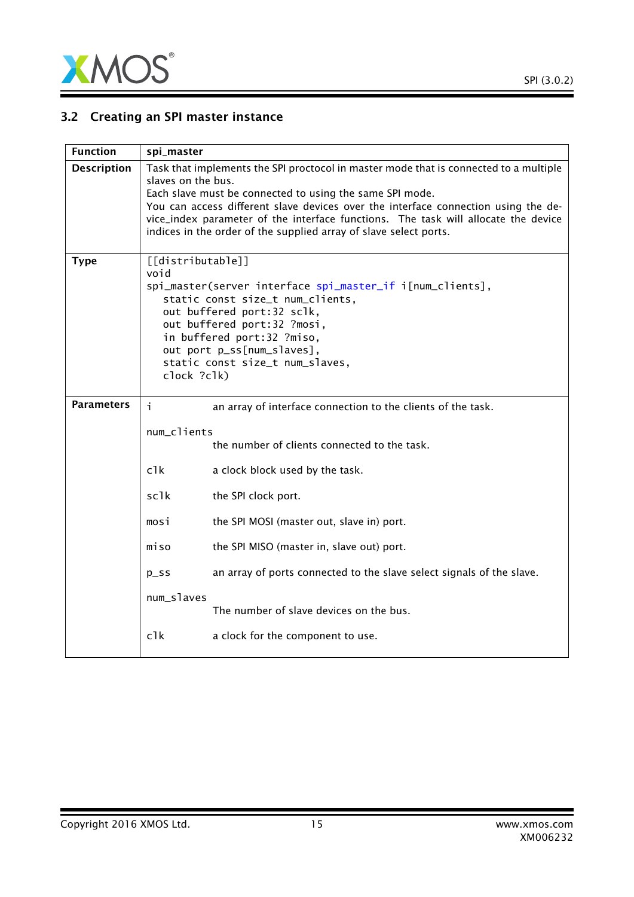## 3.2 Creating an SPI master instance

| Function | spi_master |
|---|---|
| Description | Task that implements the SPI proctocol in master mode that is connected to a multiple slaves on the bus.<br>Each slave must be connected to using the same SPI mode.<br>You can access different slave devices over the interface connection using the device_index parameter of the interface functions. The task will allocate the device indices in the order of the supplied array of slave select ports. |
| Type | `[[distributable]]`<br>`void`<br>`spi_master(server interface spi_master_if i[num_clients],`<br>`  static const size_t num_clients,`<br>`  out buffered port:32 sclk,`<br>`  out buffered port:32 ?mosi,`<br>`  in buffered port:32 ?miso,`<br>`  out port p_ss[num_slaves],`<br>`  static const size_t num_slaves,`<br>`  clock ?clk)` |
| Parameters | `i` an array of interface connection to the clients of the task.<br><br>`num_clients` the number of clients connected to the task.<br><br>`clk` a clock block used by the task.<br><br>`sclk` the SPI clock port.<br><br>`mosi` the SPI MOSI (master out, slave in) port.<br><br>`miso` the SPI MISO (master in, slave out) port.<br><br>`p_ss` an array of ports connected to the slave select signals of the slave.<br><br>`num_slaves` The number of slave devices on the bus.<br><br>`clk` a clock for the component to use. |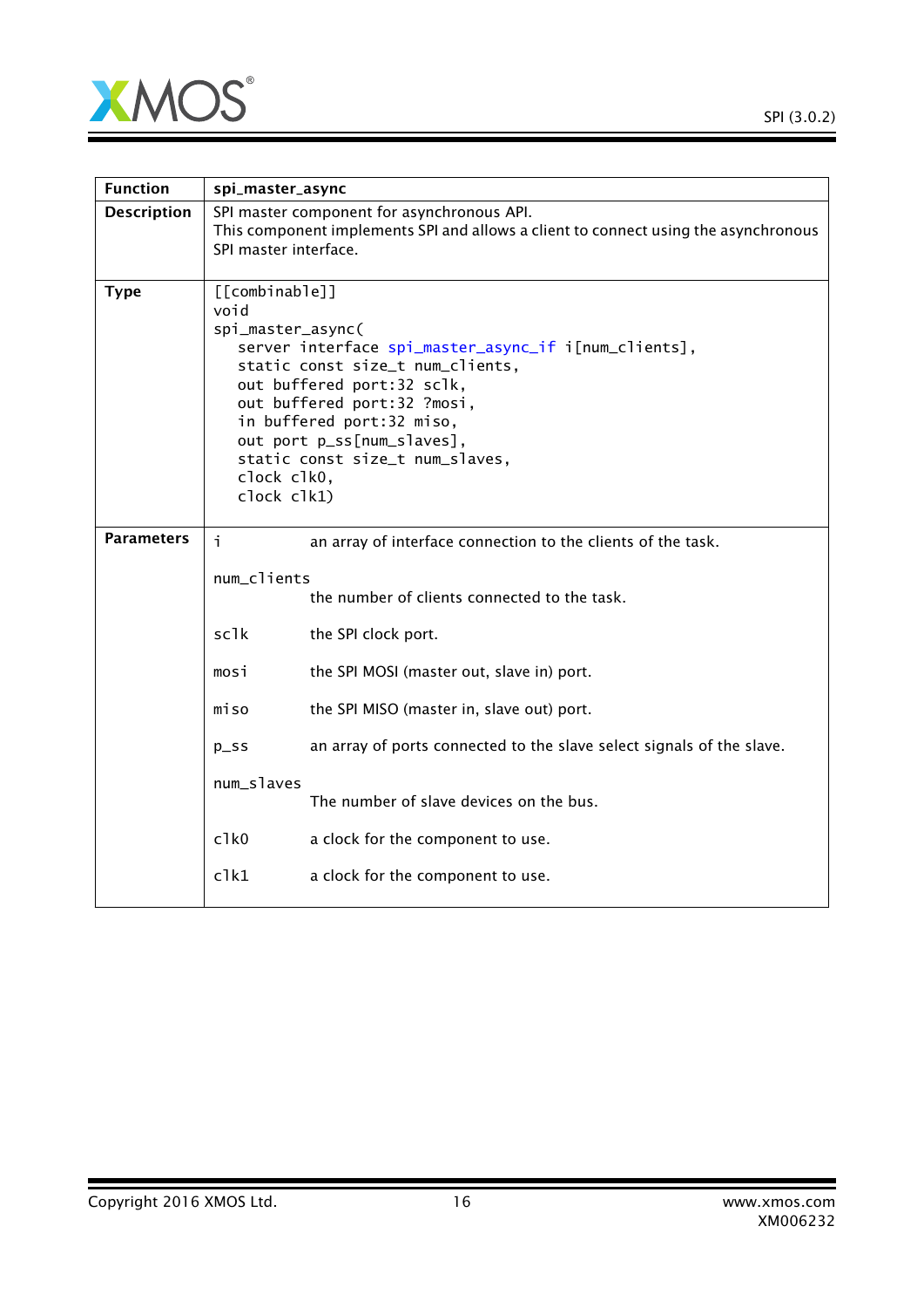| Function | spi_master_async |
|---|---|
| Description | SPI master component for asynchronous API.<br>This component implements SPI and allows a client to connect using the asynchronous SPI master interface. |
| Type | `[[combinable]]`<br>`void`<br>`spi_master_async(`<br>`server interface spi_master_async_if i[num_clients],`<br>`static const size_t num_clients,`<br>`out buffered port:32 sclk,`<br>`out buffered port:32 ?mosi,`<br>`in buffered port:32 miso,`<br>`out port p_ss[num_slaves],`<br>`static const size_t num_slaves,`<br>`clock clk0,`<br>`clock clk1)` |
| Parameters | `i` an array of interface connection to the clients of the task.<br>`num_clients` the number of clients connected to the task.<br>`sclk` the SPI clock port.<br>`mosi` the SPI MOSI (master out, slave in) port.<br>`miso` the SPI MISO (master in, slave out) port.<br>`p_ss` an array of ports connected to the slave select signals of the slave.<br>`num_slaves` The number of slave devices on the bus.<br>`clk0` a clock for the component to use.<br>`clk1` a clock for the component to use. |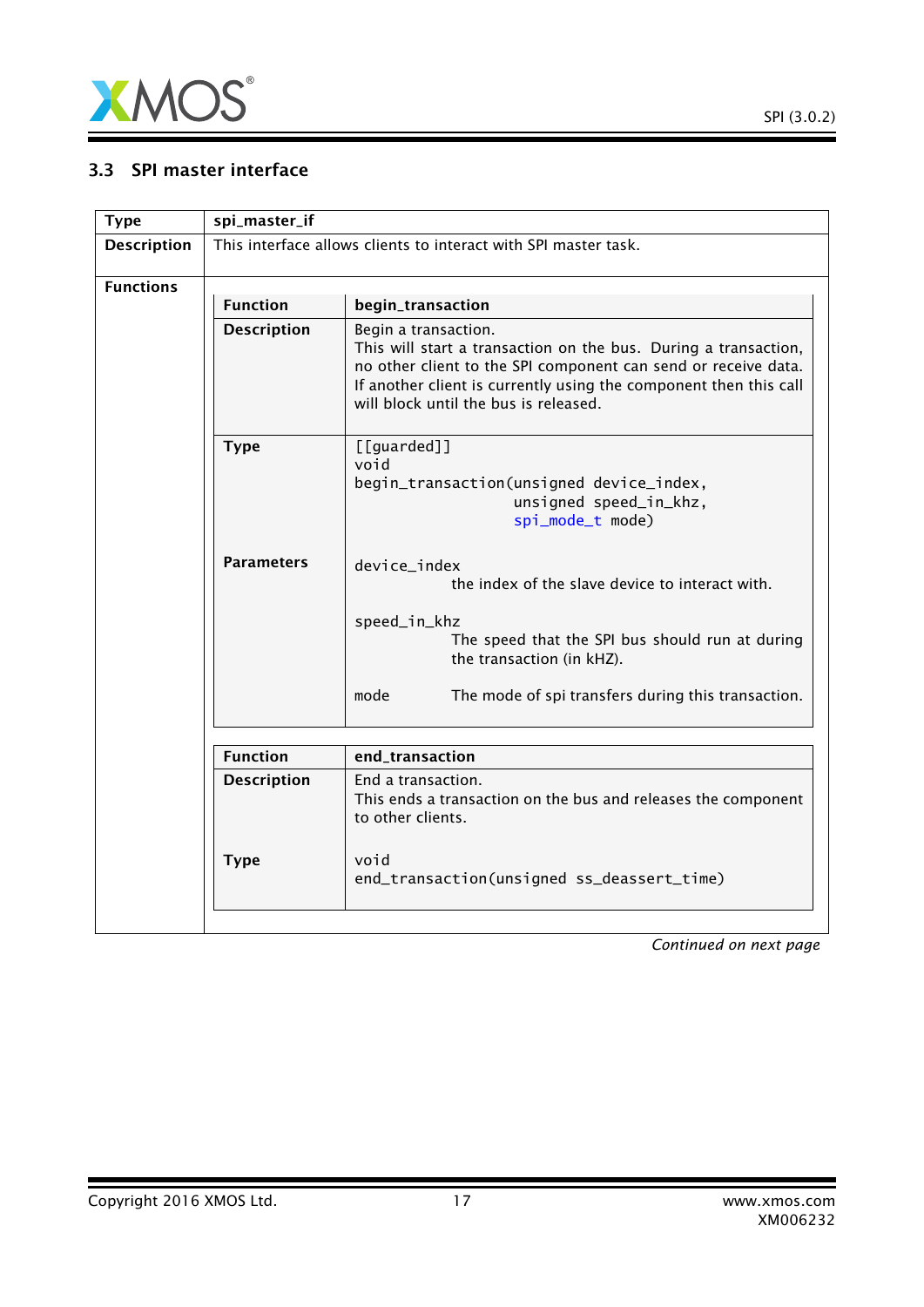## 3.3 SPI master interface

| Type | spi_master_if |
|---|---|
| **Description** | This interface allows clients to interact with SPI master task. |
| **Functions** | |

| Function | begin_transaction |
|---|---|
| **Description** | Begin a transaction.<br>This will start a transaction on the bus. During a transaction, no other client to the SPI component can send or receive data. If another client is currently using the component then this call will block until the bus is released. |
| **Type** | `[[guarded]]`<br>`void`<br>`begin_transaction(unsigned device_index,`<br>`                  unsigned speed_in_khz,`<br>`                  spi_mode_t mode)` |
| **Parameters** | `device_index` the index of the slave device to interact with.<br><br>`speed_in_khz` The speed that the SPI bus should run at during the transaction (in kHZ).<br><br>`mode` The mode of spi transfers during this transaction. |

| Function | end_transaction |
|---|---|
| **Description** | End a transaction.<br>This ends a transaction on the bus and releases the component to other clients. |
| **Type** | `void`<br>`end_transaction(unsigned ss_deassert_time)` |

*Continued on next page*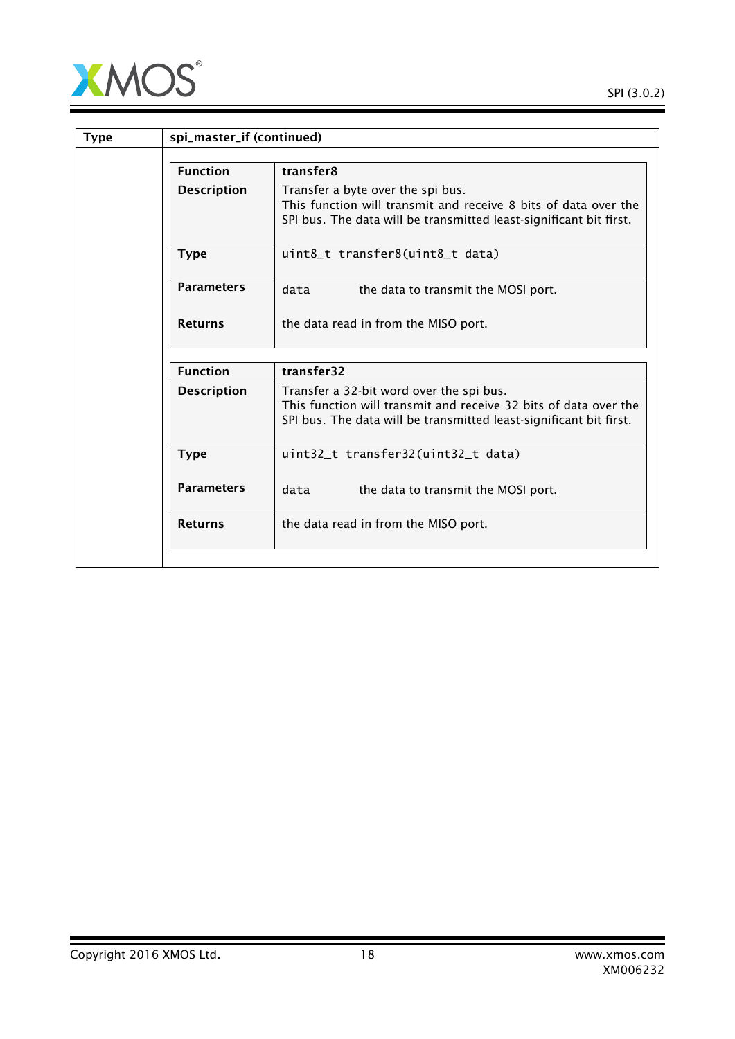| Type | spi_master_if (continued) |
| --- | --- |

| Function | transfer8 |
| --- | --- |
| Description | Transfer a byte over the spi bus.<br>This function will transmit and receive 8 bits of data over the SPI bus. The data will be transmitted least-significant bit first. |
| Type | `uint8_t transfer8(uint8_t data)` |
| Parameters | `data` the data to transmit the MOSI port. |
| Returns | the data read in from the MISO port. |

| Function | transfer32 |
| --- | --- |
| Description | Transfer a 32-bit word over the spi bus.<br>This function will transmit and receive 32 bits of data over the SPI bus. The data will be transmitted least-significant bit first. |
| Type | `uint32_t transfer32(uint32_t data)` |
| Parameters | `data` the data to transmit the MOSI port. |
| Returns | the data read in from the MISO port. |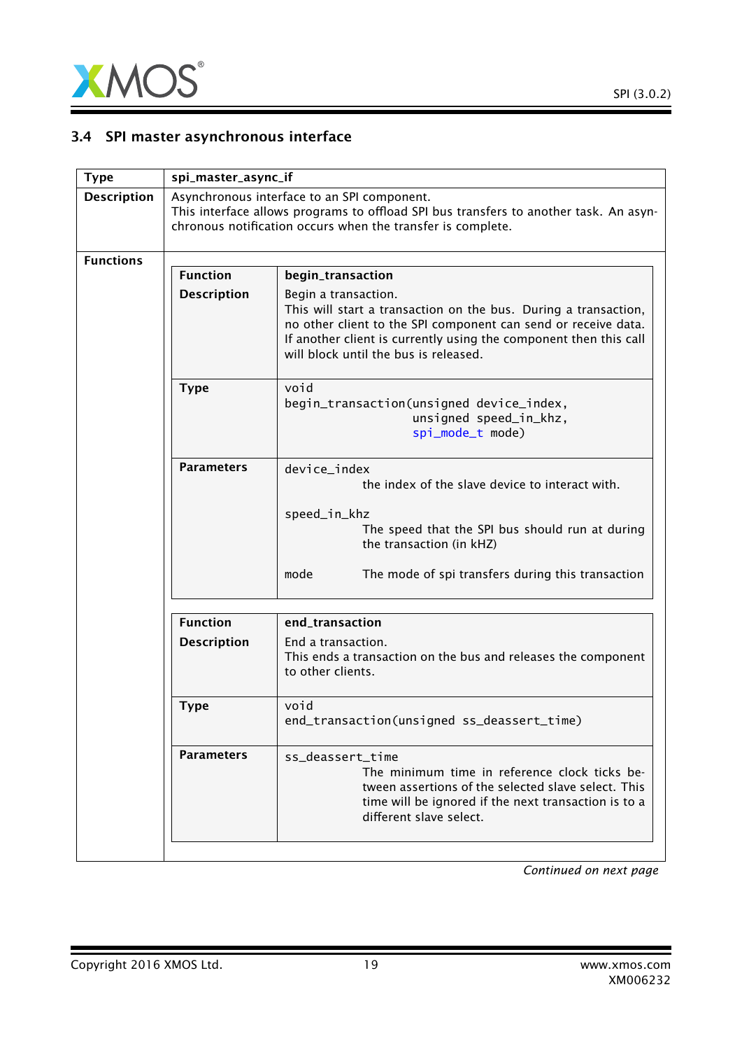## 3.4 SPI master asynchronous interface

| Type | spi_master_async_if |
|---|---|
| Description | Asynchronous interface to an SPI component.<br>This interface allows programs to offload SPI bus transfers to another task. An asynchronous notification occurs when the transfer is complete. |
| Functions | |

| Function | begin_transaction |
|---|---|
| Description | Begin a transaction.<br>This will start a transaction on the bus. During a transaction, no other client to the SPI component can send or receive data. If another client is currently using the component then this call will block until the bus is released. |
| Type | `void begin_transaction(unsigned device_index, unsigned speed_in_khz, spi_mode_t mode)` |
| Parameters | `device_index` the index of the slave device to interact with.<br><br>`speed_in_khz` The speed that the SPI bus should run at during the transaction (in kHZ)<br><br>`mode` The mode of spi transfers during this transaction |

| Function | end_transaction |
|---|---|
| Description | End a transaction.<br>This ends a transaction on the bus and releases the component to other clients. |
| Type | `void end_transaction(unsigned ss_deassert_time)` |
| Parameters | `ss_deassert_time` The minimum time in reference clock ticks between assertions of the selected slave select. This time will be ignored if the next transaction is to a different slave select. |

*Continued on next page*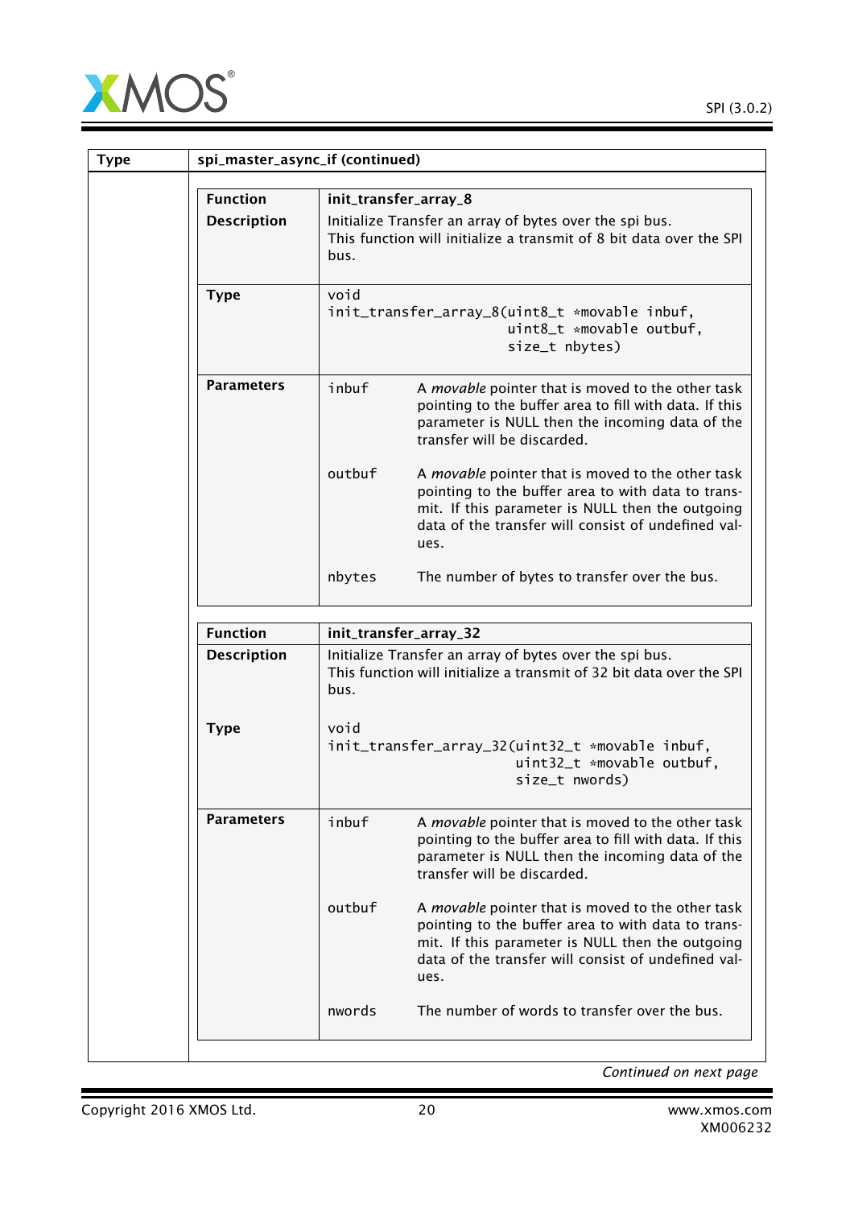| Type | spi_master_async_if (continued) |
|---|---|

| Function | init_transfer_array_8 |
|---|---|
| Description | Initialize Transfer an array of bytes over the spi bus.<br>This function will initialize a transmit of 8 bit data over the SPI bus. |
| Type | `void init_transfer_array_8(uint8_t *movable inbuf, uint8_t *movable outbuf, size_t nbytes)` |
| Parameters | `inbuf` A *movable* pointer that is moved to the other task pointing to the buffer area to fill with data. If this parameter is NULL then the incoming data of the transfer will be discarded.<br><br>`outbuf` A *movable* pointer that is moved to the other task pointing to the buffer area to with data to transmit. If this parameter is NULL then the outgoing data of the transfer will consist of undefined values.<br><br>`nbytes` The number of bytes to transfer over the bus. |

| Function | init_transfer_array_32 |
|---|---|
| Description | Initialize Transfer an array of bytes over the spi bus.<br>This function will initialize a transmit of 32 bit data over the SPI bus. |
| Type | `void init_transfer_array_32(uint32_t *movable inbuf, uint32_t *movable outbuf, size_t nwords)` |
| Parameters | `inbuf` A *movable* pointer that is moved to the other task pointing to the buffer area to fill with data. If this parameter is NULL then the incoming data of the transfer will be discarded.<br><br>`outbuf` A *movable* pointer that is moved to the other task pointing to the buffer area to with data to transmit. If this parameter is NULL then the outgoing data of the transfer will consist of undefined values.<br><br>`nwords` The number of words to transfer over the bus. |

*Continued on next page*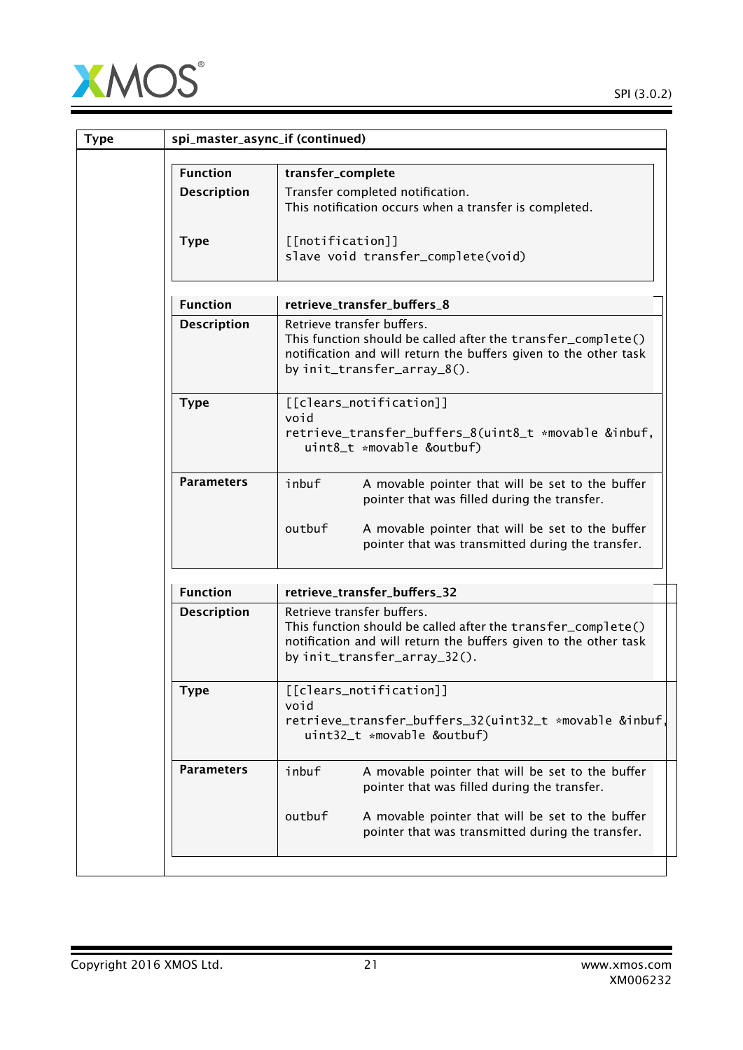| Type | spi_master_async_if (continued) |
|---|---|

| Function | transfer_complete |
|---|---|
| Description | Transfer completed notification.<br>This notification occurs when a transfer is completed. |
| Type | `[[notification]]`<br>`slave void transfer_complete(void)` |

| Function | retrieve_transfer_buffers_8 |
|---|---|
| Description | Retrieve transfer buffers.<br>This function should be called after the `transfer_complete()` notification and will return the buffers given to the other task by `init_transfer_array_8()`. |
| Type | `[[clears_notification]]`<br>`void`<br>`retrieve_transfer_buffers_8(uint8_t *movable &inbuf,`<br>`uint8_t *movable &outbuf)` |
| Parameters | `inbuf` A movable pointer that will be set to the buffer pointer that was filled during the transfer.<br><br>`outbuf` A movable pointer that will be set to the buffer pointer that was transmitted during the transfer. |

| Function | retrieve_transfer_buffers_32 |
|---|---|
| Description | Retrieve transfer buffers.<br>This function should be called after the `transfer_complete()` notification and will return the buffers given to the other task by `init_transfer_array_32()`. |
| Type | `[[clears_notification]]`<br>`void`<br>`retrieve_transfer_buffers_32(uint32_t *movable &inbuf,`<br>`uint32_t *movable &outbuf)` |
| Parameters | `inbuf` A movable pointer that will be set to the buffer pointer that was filled during the transfer.<br><br>`outbuf` A movable pointer that will be set to the buffer pointer that was transmitted during the transfer. |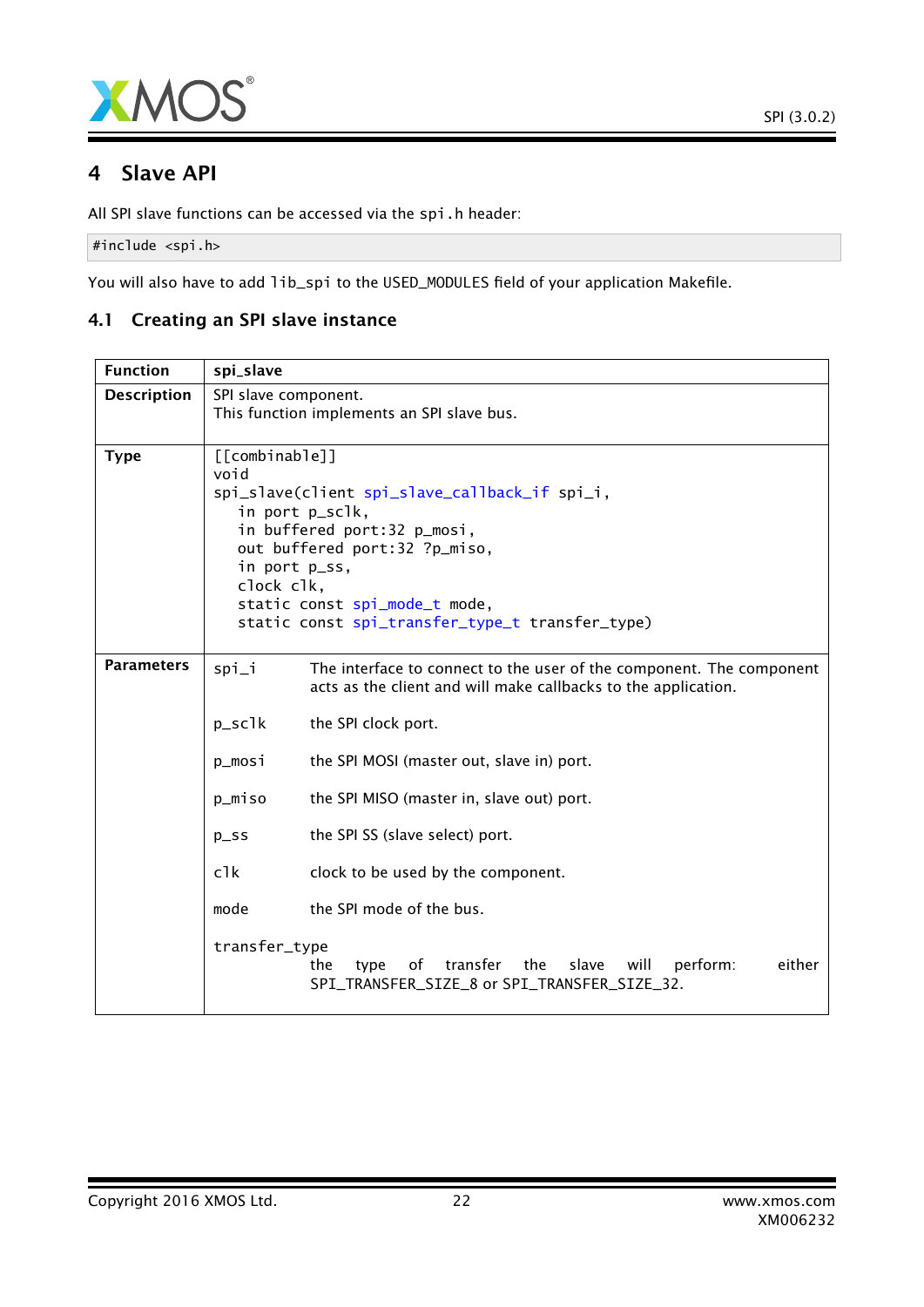# 4 Slave API

All SPI slave functions can be accessed via the `spi.h` header:

```
#include <spi.h>
```

You will also have to add `lib_spi` to the USED_MODULES field of your application Makefile.

## 4.1 Creating an SPI slave instance

| **Function** | **spi_slave** |
|---|---|
| **Description** | SPI slave component.<br>This function implements an SPI slave bus. |
| **Type** | `[[combinable]]`<br>`void`<br>`spi_slave(client spi_slave_callback_if spi_i,`<br>`    in port p_sclk,`<br>`    in buffered port:32 p_mosi,`<br>`    out buffered port:32 ?p_miso,`<br>`    in port p_ss,`<br>`    clock clk,`<br>`    static const spi_mode_t mode,`<br>`    static const spi_transfer_type_t transfer_type)` |
| **Parameters** | `spi_i` The interface to connect to the user of the component. The component acts as the client and will make callbacks to the application.<br><br>`p_sclk` the SPI clock port.<br><br>`p_mosi` the SPI MOSI (master out, slave in) port.<br><br>`p_miso` the SPI MISO (master in, slave out) port.<br><br>`p_ss` the SPI SS (slave select) port.<br><br>`clk` clock to be used by the component.<br><br>`mode` the SPI mode of the bus.<br><br>`transfer_type` the type of transfer the slave will perform: either SPI_TRANSFER_SIZE_8 or SPI_TRANSFER_SIZE_32. |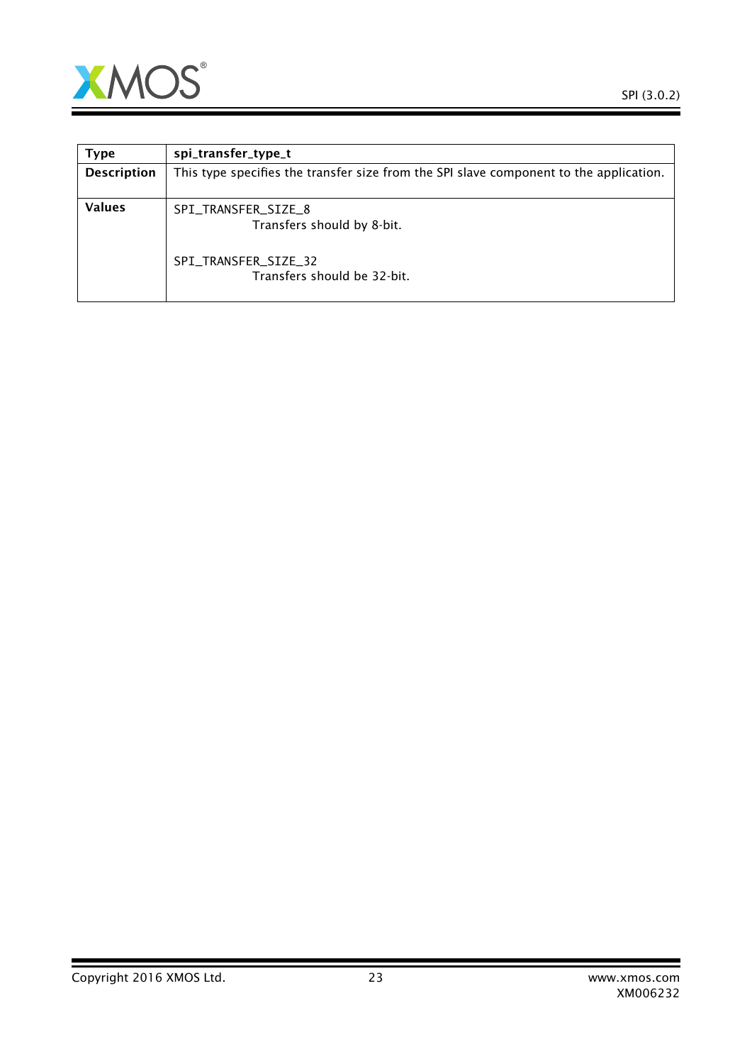| Type | spi_transfer_type_t |
|---|---|
| Description | This type specifies the transfer size from the SPI slave component to the application. |
| Values | SPI_TRANSFER_SIZE_8<br>Transfers should by 8-bit.<br><br>SPI_TRANSFER_SIZE_32<br>Transfers should be 32-bit. |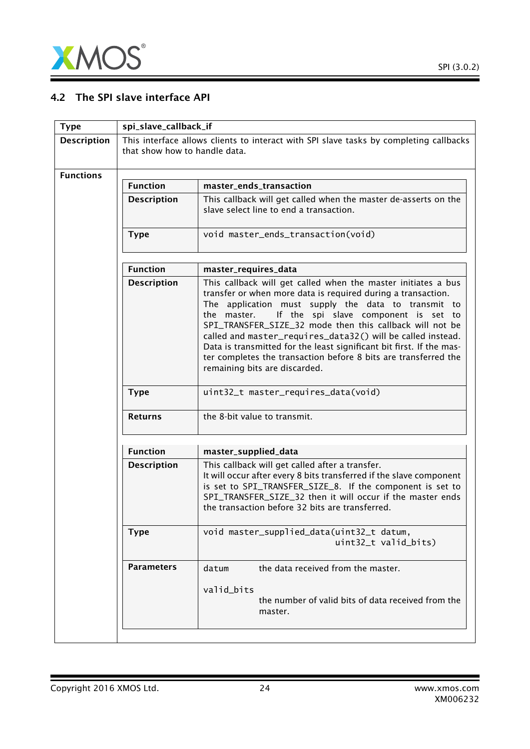## 4.2 The SPI slave interface API

| Type | spi_slave_callback_if |
|---|---|
| Description | This interface allows clients to interact with SPI slave tasks by completing callbacks that show how to handle data. |

**Functions**

| Function | master_ends_transaction |
|---|---|
| Description | This callback will get called when the master de-asserts on the slave select line to end a transaction. |
| Type | `void master_ends_transaction(void)` |

| Function | master_requires_data |
|---|---|
| Description | This callback will get called when the master initiates a bus transfer or when more data is required during a transaction. The application must supply the data to transmit to the master. If the spi slave component is set to SPI_TRANSFER_SIZE_32 mode then this callback will not be called and `master_requires_data32()` will be called instead. Data is transmitted for the least significant bit first. If the master completes the transaction before 8 bits are transferred the remaining bits are discarded. |
| Type | `uint32_t master_requires_data(void)` |
| Returns | the 8-bit value to transmit. |

| Function | master_supplied_data |
|---|---|
| Description | This callback will get called after a transfer. It will occur after every 8 bits transferred if the slave component is set to SPI_TRANSFER_SIZE_8. If the component is set to SPI_TRANSFER_SIZE_32 then it will occur if the master ends the transaction before 32 bits are transferred. |
| Type | `void master_supplied_data(uint32_t datum, uint32_t valid_bits)` |
| Parameters | `datum` the data received from the master.<br>`valid_bits` the number of valid bits of data received from the master. |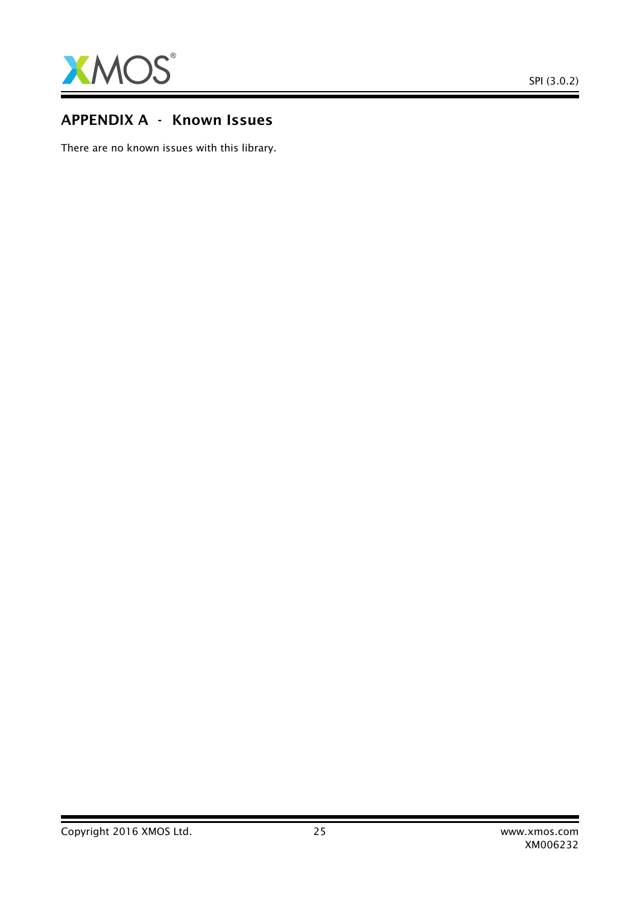## APPENDIX A - Known Issues

There are no known issues with this library.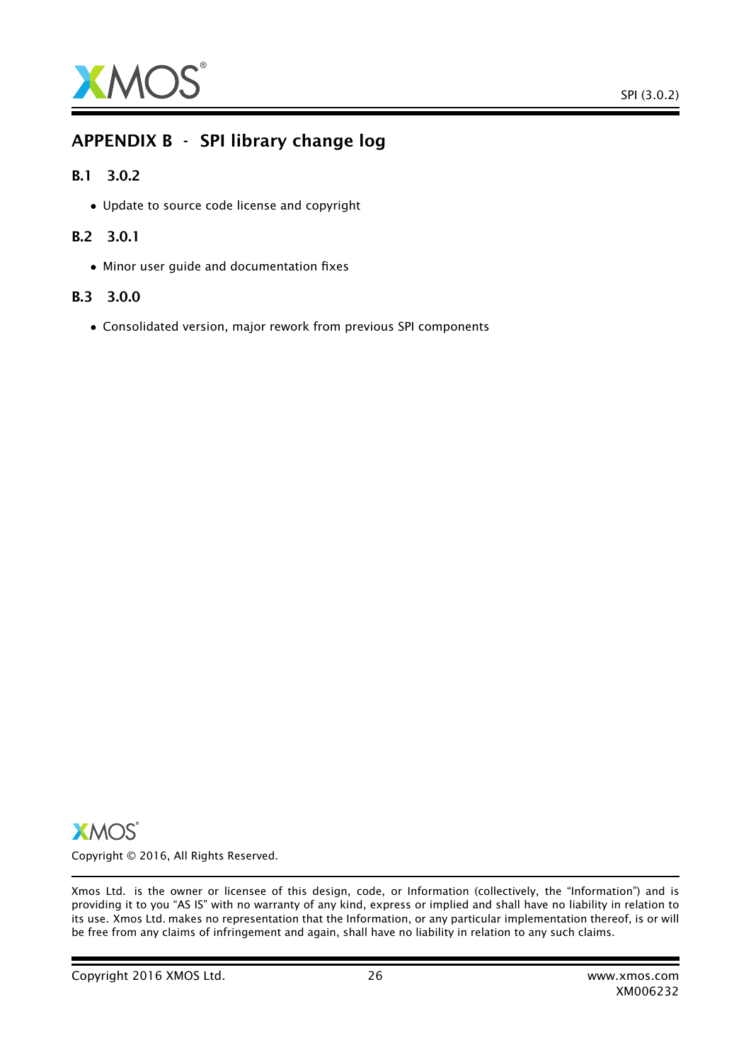# APPENDIX B - SPI library change log

## B.1 3.0.2

- Update to source code license and copyright

## B.2 3.0.1

- Minor user guide and documentation fixes

## B.3 3.0.0

- Consolidated version, major rework from previous SPI components

XMOS®

Copyright © 2016, All Rights Reserved.

Xmos Ltd. is the owner or licensee of this design, code, or Information (collectively, the "Information") and is providing it to you "AS IS" with no warranty of any kind, express or implied and shall have no liability in relation to its use. Xmos Ltd. makes no representation that the Information, or any particular implementation thereof, is or will be free from any claims of infringement and again, shall have no liability in relation to any such claims.